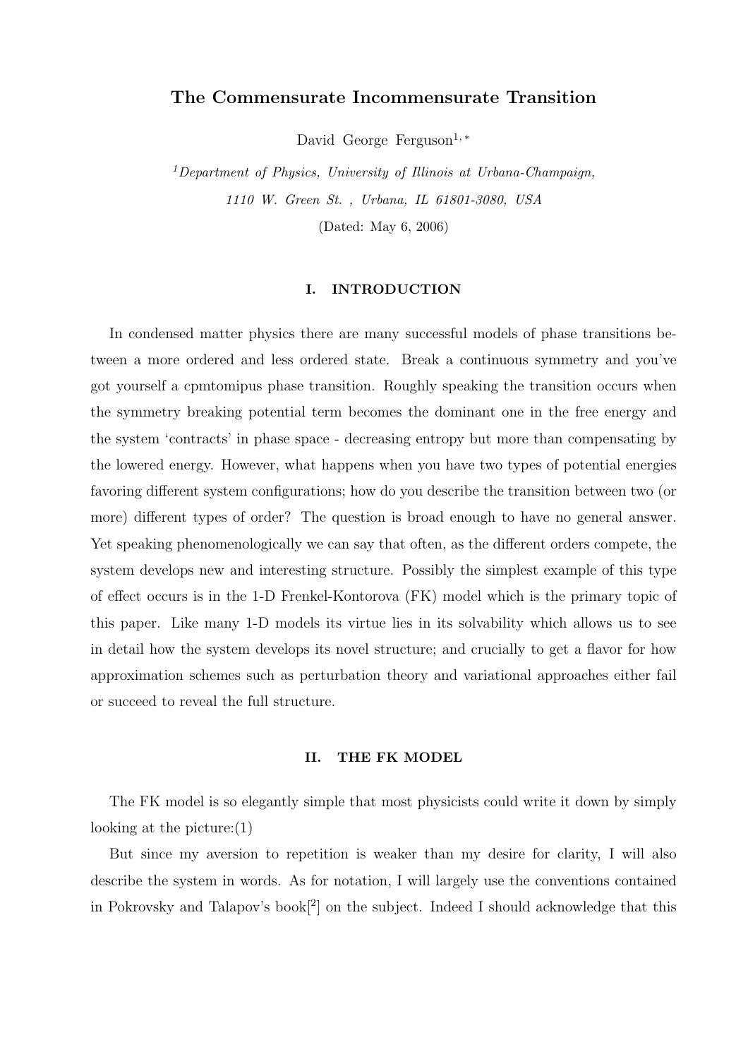# The Commensurate Incommensurate Transition

David George Ferguson[1, *]

[1]*Department of Physics, University of Illinois at Urbana-Champaign,*
*1110 W. Green St. , Urbana, IL 61801-3080, USA*

(Dated: May 6, 2006)

## I. INTRODUCTION

In condensed matter physics there are many successful models of phase transitions between a more ordered and less ordered state. Break a continuous symmetry and you've got yourself a cpmtomipus phase transition. Roughly speaking the transition occurs when the symmetry breaking potential term becomes the dominant one in the free energy and the system 'contracts' in phase space - decreasing entropy but more than compensating by the lowered energy. However, what happens when you have two types of potential energies favoring different system configurations; how do you describe the transition between two (or more) different types of order? The question is broad enough to have no general answer. Yet speaking phenomenologically we can say that often, as the different orders compete, the system develops new and interesting structure. Possibly the simplest example of this type of effect occurs is in the 1-D Frenkel-Kontorova (FK) model which is the primary topic of this paper. Like many 1-D models its virtue lies in its solvability which allows us to see in detail how the system develops its novel structure; and crucially to get a flavor for how approximation schemes such as perturbation theory and variational approaches either fail or succeed to reveal the full structure.

## II. THE FK MODEL

The FK model is so elegantly simple that most physicists could write it down by simply looking at the picture:(1)

But since my aversion to repetition is weaker than my desire for clarity, I will also describe the system in words. As for notation, I will largely use the conventions contained in Pokrovsky and Talapov's book[[2]] on the subject. Indeed I should acknowledge that this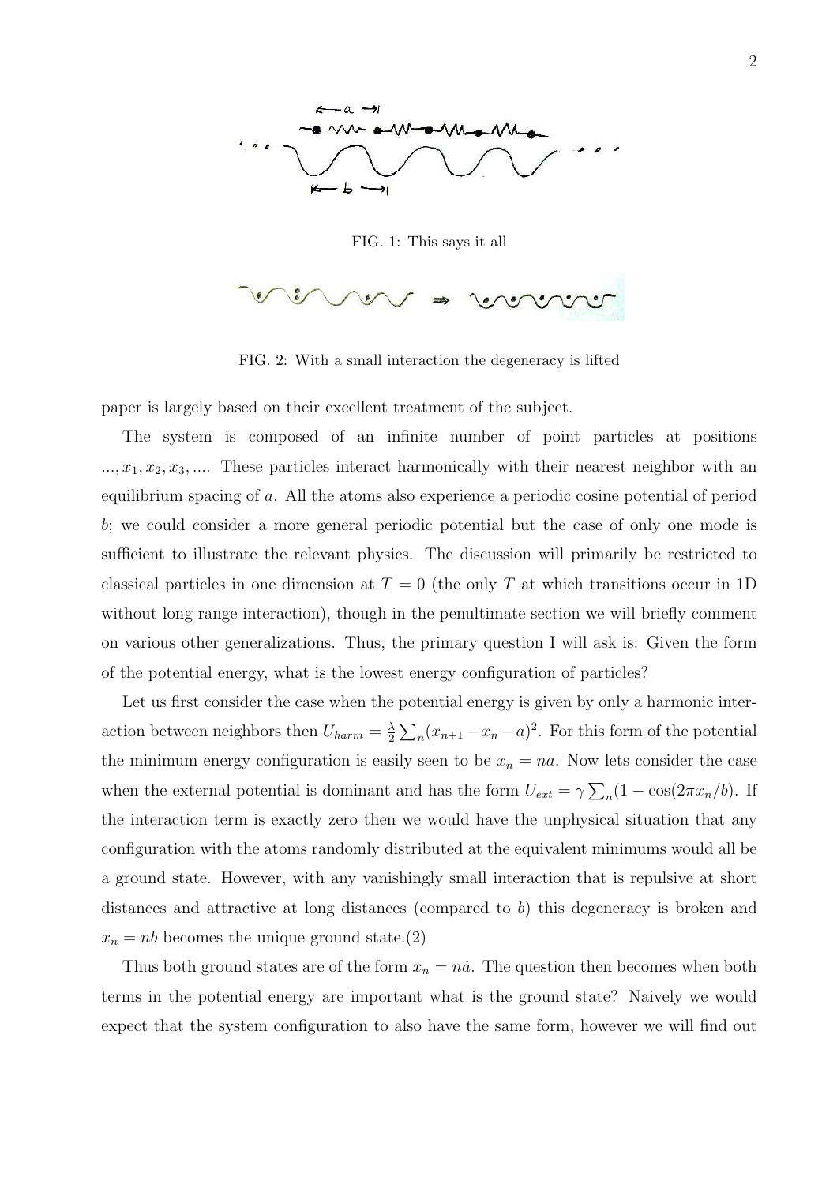FIG. 1: This says it all

FIG. 2: With a small interaction the degeneracy is lifted

paper is largely based on their excellent treatment of the subject.

The system is composed of an infinite number of point particles at positions $..., x_1, x_2, x_3, ....$ These particles interact harmonically with their nearest neighbor with an equilibrium spacing of $a$. All the atoms also experience a periodic cosine potential of period $b$; we could consider a more general periodic potential but the case of only one mode is sufficient to illustrate the relevant physics. The discussion will primarily be restricted to classical particles in one dimension at $T = 0$ (the only $T$ at which transitions occur in 1D without long range interaction), though in the penultimate section we will briefly comment on various other generalizations. Thus, the primary question I will ask is: Given the form of the potential energy, what is the lowest energy configuration of particles?

Let us first consider the case when the potential energy is given by only a harmonic interaction between neighbors then $U_{harm} = \frac{\lambda}{2}\sum_n (x_{n+1} - x_n - a)^2$. For this form of the potential the minimum energy configuration is easily seen to be $x_n = na$. Now lets consider the case when the external potential is dominant and has the form $U_{ext} = \gamma \sum_n (1 - \cos(2\pi x_n/b))$. If the interaction term is exactly zero then we would have the unphysical situation that any configuration with the atoms randomly distributed at the equivalent minimums would all be a ground state. However, with any vanishingly small interaction that is repulsive at short distances and attractive at long distances (compared to $b$) this degeneracy is broken and $x_n = nb$ becomes the unique ground state.(2)

Thus both ground states are of the form $x_n = n\tilde{a}$. The question then becomes when both terms in the potential energy are important what is the ground state? Naively we would expect that the system configuration to also have the same form, however we will find out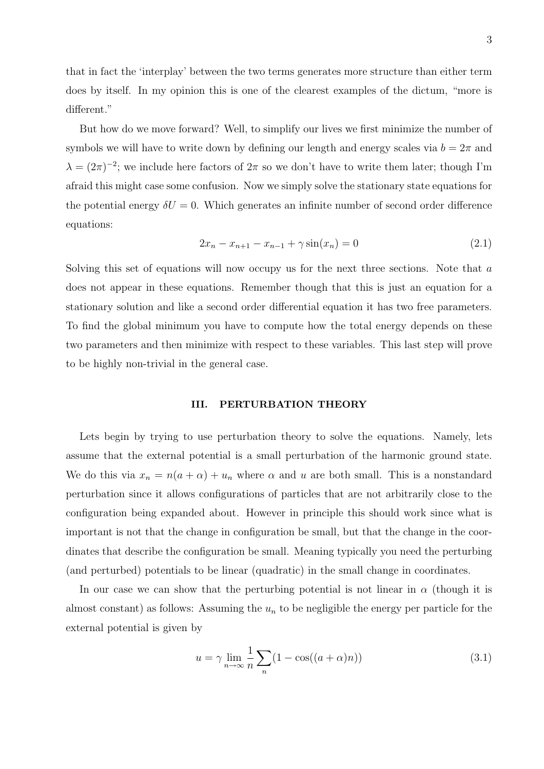that in fact the 'interplay' between the two terms generates more structure than either term does by itself. In my opinion this is one of the clearest examples of the dictum, "more is different."

But how do we move forward? Well, to simplify our lives we first minimize the number of symbols we will have to write down by defining our length and energy scales via $b = 2\pi$ and $\lambda = (2\pi)^{-2}$; we include here factors of $2\pi$ so we don't have to write them later; though I'm afraid this might case some confusion. Now we simply solve the stationary state equations for the potential energy $\delta U = 0$. Which generates an infinite number of second order difference equations:

$$2x_n - x_{n+1} - x_{n-1} + \gamma \sin(x_n) = 0 \tag{2.1}$$

Solving this set of equations will now occupy us for the next three sections. Note that $a$ does not appear in these equations. Remember though that this is just an equation for a stationary solution and like a second order differential equation it has two free parameters. To find the global minimum you have to compute how the total energy depends on these two parameters and then minimize with respect to these variables. This last step will prove to be highly non-trivial in the general case.

## III. PERTURBATION THEORY

Lets begin by trying to use perturbation theory to solve the equations. Namely, lets assume that the external potential is a small perturbation of the harmonic ground state. We do this via $x_n = n(a + \alpha) + u_n$ where $\alpha$ and $u$ are both small. This is a nonstandard perturbation since it allows configurations of particles that are not arbitrarily close to the configuration being expanded about. However in principle this should work since what is important is not that the change in configuration be small, but that the change in the coordinates that describe the configuration be small. Meaning typically you need the perturbing (and perturbed) potentials to be linear (quadratic) in the small change in coordinates.

In our case we can show that the perturbing potential is not linear in $\alpha$ (though it is almost constant) as follows: Assuming the $u_n$ to be negligible the energy per particle for the external potential is given by

$$u = \gamma \lim_{n \to \infty} \frac{1}{n} \sum_{n} (1 - \cos((a + \alpha)n)) \tag{3.1}$$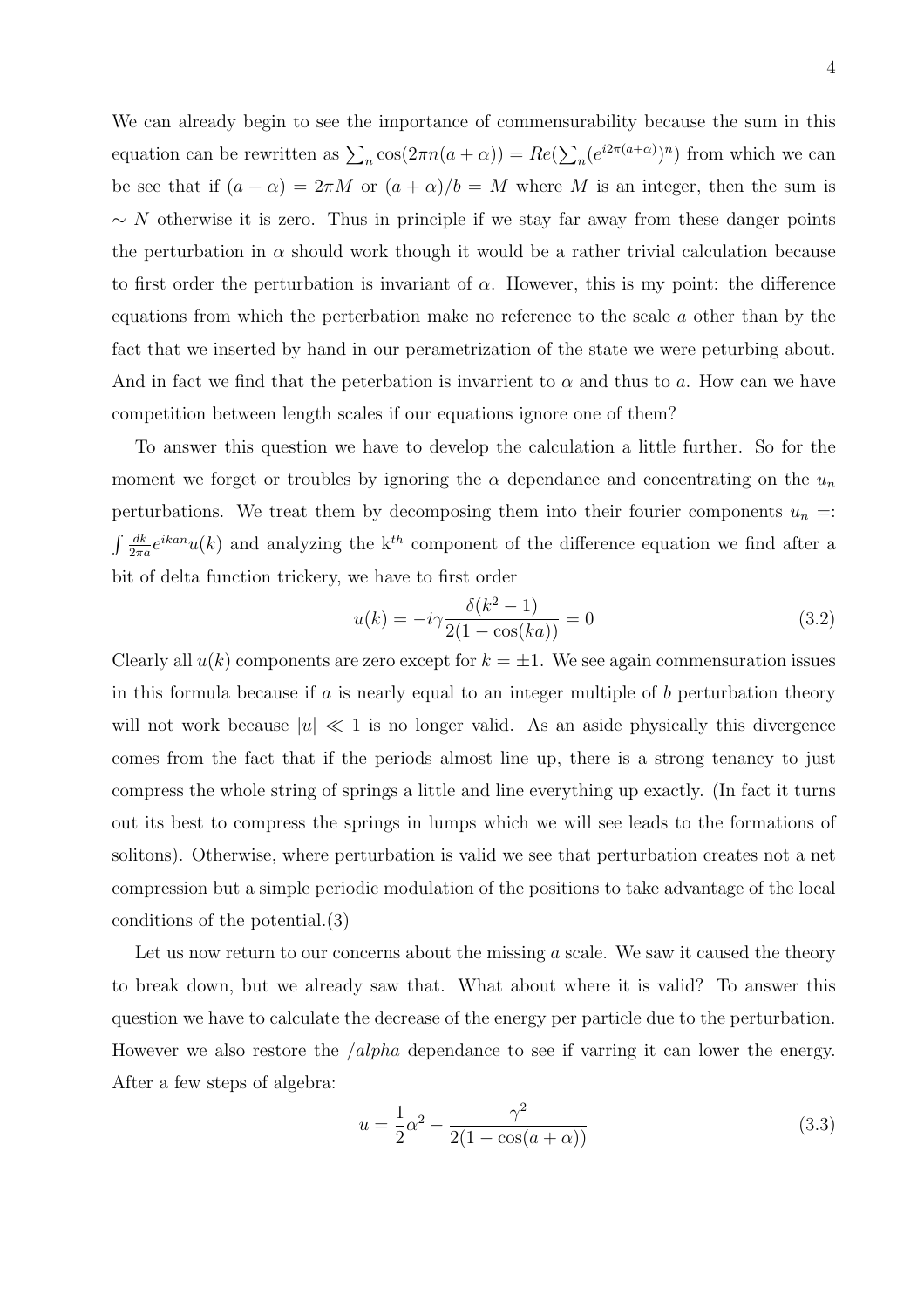We can already begin to see the importance of commensurability because the sum in this equation can be rewritten as $\sum_n \cos(2\pi n(a+\alpha)) = Re(\sum_n (e^{i2\pi(a+\alpha)})^n)$ from which we can be see that if $(a+\alpha) = 2\pi M$ or $(a+\alpha)/b = M$ where $M$ is an integer, then the sum is $\sim N$ otherwise it is zero. Thus in principle if we stay far away from these danger points the perturbation in $\alpha$ should work though it would be a rather trivial calculation because to first order the perturbation is invariant of $\alpha$. However, this is my point: the difference equations from which the perterbation make no reference to the scale $a$ other than by the fact that we inserted by hand in our perametrization of the state we were peturbing about. And in fact we find that the peterbation is invarrient to $\alpha$ and thus to $a$. How can we have competition between length scales if our equations ignore one of them?

To answer this question we have to develop the calculation a little further. So for the moment we forget or troubles by ignoring the $\alpha$ dependance and concentrating on the $u_n$ perturbations. We treat them by decomposing them into their fourier components $u_n =: \int \frac{dk}{2\pi a} e^{ikan} u(k)$ and analyzing the k$^{th}$ component of the difference equation we find after a bit of delta function trickery, we have to first order

$$u(k) = -i\gamma \frac{\delta(k^2-1)}{2(1-\cos(ka))} = 0 \tag{3.2}$$

Clearly all $u(k)$ components are zero except for $k = \pm 1$. We see again commensuration issues in this formula because if $a$ is nearly equal to an integer multiple of $b$ perturbation theory will not work because $|u| \ll 1$ is no longer valid. As an aside physically this divergence comes from the fact that if the periods almost line up, there is a strong tenancy to just compress the whole string of springs a little and line everything up exactly. (In fact it turns out its best to compress the springs in lumps which we will see leads to the formations of solitons). Otherwise, where perturbation is valid we see that perturbation creates not a net compression but a simple periodic modulation of the positions to take advantage of the local conditions of the potential.(3)

Let us now return to our concerns about the missing $a$ scale. We saw it caused the theory to break down, but we already saw that. What about where it is valid? To answer this question we have to calculate the decrease of the energy per particle due to the perturbation. However we also restore the /alpha dependance to see if varring it can lower the energy. After a few steps of algebra:

$$u = \frac{1}{2}\alpha^2 - \frac{\gamma^2}{2(1-\cos(a+\alpha))} \tag{3.3}$$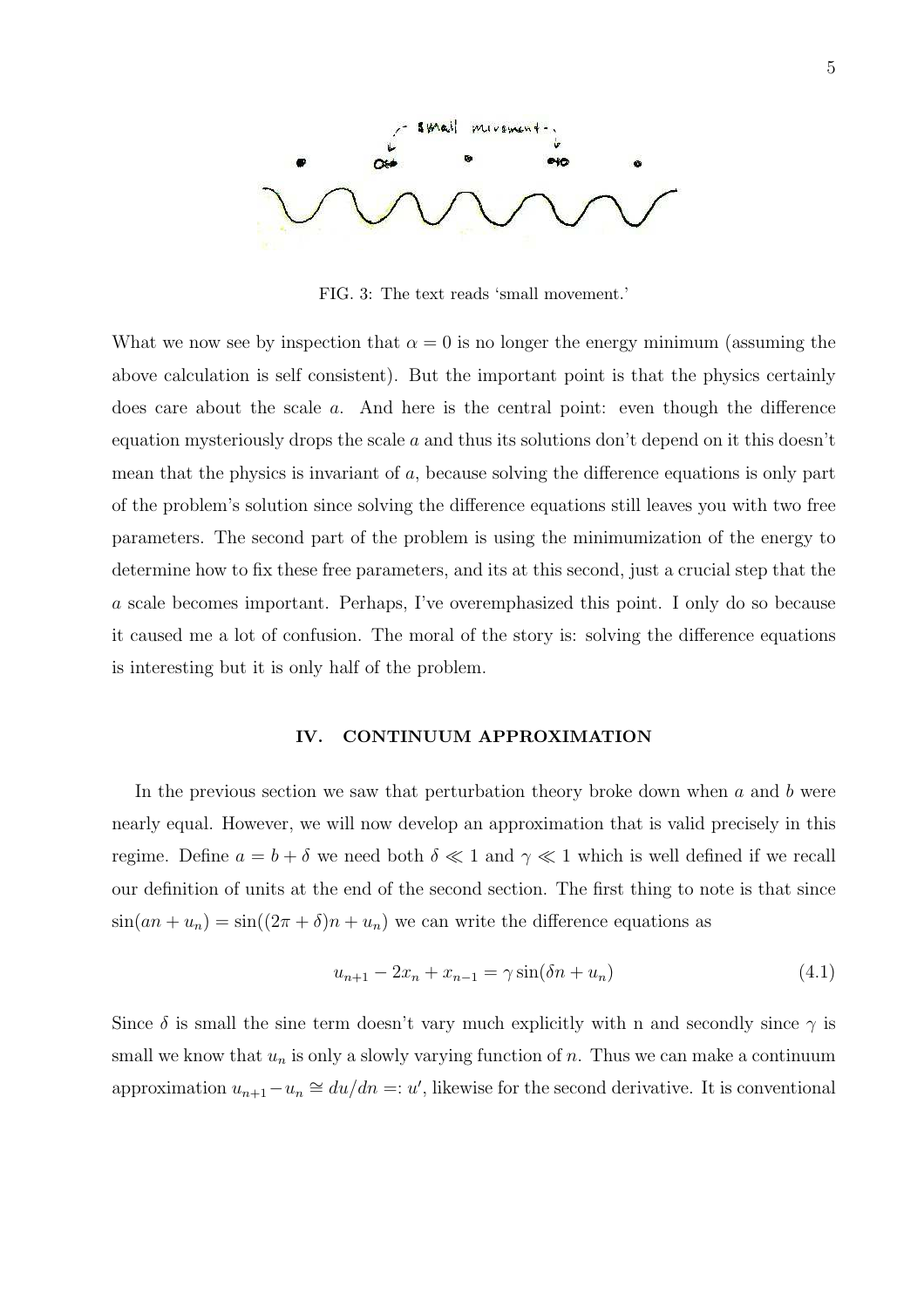FIG. 3: The text reads 'small movement.'

What we now see by inspection that $\alpha = 0$ is no longer the energy minimum (assuming the above calculation is self consistent). But the important point is that the physics certainly does care about the scale $a$. And here is the central point: even though the difference equation mysteriously drops the scale $a$ and thus its solutions don't depend on it this doesn't mean that the physics is invariant of $a$, because solving the difference equations is only part of the problem's solution since solving the difference equations still leaves you with two free parameters. The second part of the problem is using the minimumization of the energy to determine how to fix these free parameters, and its at this second, just a crucial step that the $a$ scale becomes important. Perhaps, I've overemphasized this point. I only do so because it caused me a lot of confusion. The moral of the story is: solving the difference equations is interesting but it is only half of the problem.

## IV. CONTINUUM APPROXIMATION

In the previous section we saw that perturbation theory broke down when $a$ and $b$ were nearly equal. However, we will now develop an approximation that is valid precisely in this regime. Define $a = b + \delta$ we need both $\delta \ll 1$ and $\gamma \ll 1$ which is well defined if we recall our definition of units at the end of the second section. The first thing to note is that since $\sin(an + u_n) = \sin((2\pi + \delta)n + u_n)$ we can write the difference equations as

$$u_{n+1} - 2x_n + x_{n-1} = \gamma \sin(\delta n + u_n) \tag{4.1}$$

Since $\delta$ is small the sine term doesn't vary much explicitly with n and secondly since $\gamma$ is small we know that $u_n$ is only a slowly varying function of $n$. Thus we can make a continuum approximation $u_{n+1} - u_n \cong du/dn =: u'$, likewise for the second derivative. It is conventional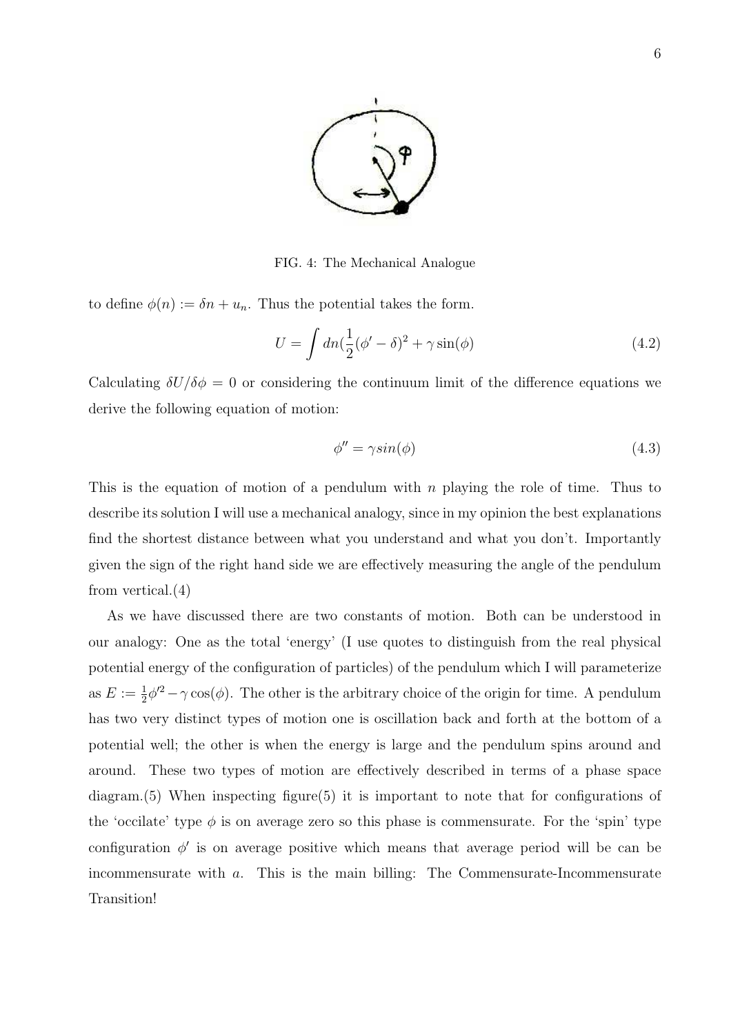FIG. 4: The Mechanical Analogue

to define $\phi(n) := \delta n + u_n$. Thus the potential takes the form.

$$U = \int dn(\frac{1}{2}(\phi' - \delta)^2 + \gamma \sin(\phi) \tag{4.2}$$

Calculating $\delta U/\delta\phi = 0$ or considering the continuum limit of the difference equations we derive the following equation of motion:

$$\phi'' = \gamma sin(\phi) \tag{4.3}$$

This is the equation of motion of a pendulum with $n$ playing the role of time. Thus to describe its solution I will use a mechanical analogy, since in my opinion the best explanations find the shortest distance between what you understand and what you don't. Importantly given the sign of the right hand side we are effectively measuring the angle of the pendulum from vertical.(4)

As we have discussed there are two constants of motion. Both can be understood in our analogy: One as the total 'energy' (I use quotes to distinguish from the real physical potential energy of the configuration of particles) of the pendulum which I will parameterize as $E := \frac{1}{2}\phi'^2 - \gamma\cos(\phi)$. The other is the arbitrary choice of the origin for time. A pendulum has two very distinct types of motion one is oscillation back and forth at the bottom of a potential well; the other is when the energy is large and the pendulum spins around and around. These two types of motion are effectively described in terms of a phase space diagram.(5) When inspecting figure(5) it is important to note that for configurations of the 'occilate' type $\phi$ is on average zero so this phase is commensurate. For the 'spin' type configuration $\phi'$ is on average positive which means that average period will be can be incommensurate with $a$. This is the main billing: The Commensurate-Incommensurate Transition!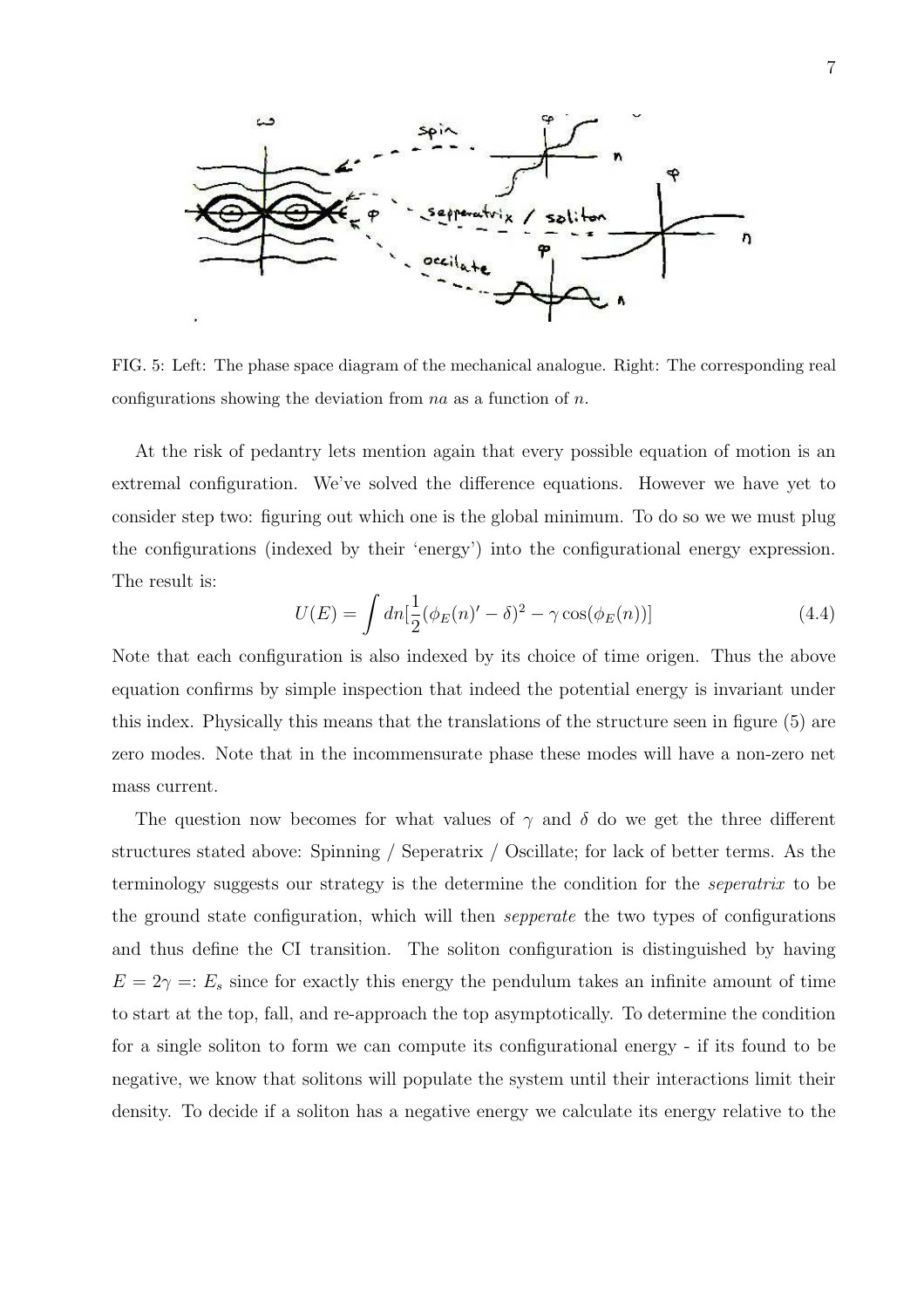spin

sepperatrix / soliton

occilate

FIG. 5: Left: The phase space diagram of the mechanical analogue. Right: The corresponding real configurations showing the deviation from $na$ as a function of $n$.

At the risk of pedantry lets mention again that every possible equation of motion is an extremal configuration. We've solved the difference equations. However we have yet to consider step two: figuring out which one is the global minimum. To do so we we must plug the configurations (indexed by their 'energy') into the configurational energy expression. The result is:

$$U(E) = \int dn[\frac{1}{2}(\phi_E(n)' - \delta)^2 - \gamma \cos(\phi_E(n))] \tag{4.4}$$

Note that each configuration is also indexed by its choice of time origen. Thus the above equation confirms by simple inspection that indeed the potential energy is invariant under this index. Physically this means that the translations of the structure seen in figure (5) are zero modes. Note that in the incommensurate phase these modes will have a non-zero net mass current.

The question now becomes for what values of $\gamma$ and $\delta$ do we get the three different structures stated above: Spinning / Seperatrix / Oscillate; for lack of better terms. As the terminology suggests our strategy is the determine the condition for the *seperatrix* to be the ground state configuration, which will then *sepperate* the two types of configurations and thus define the CI transition. The soliton configuration is distinguished by having $E = 2\gamma =: E_s$ since for exactly this energy the pendulum takes an infinite amount of time to start at the top, fall, and re-approach the top asymptotically. To determine the condition for a single soliton to form we can compute its configurational energy - if its found to be negative, we know that solitons will populate the system until their interactions limit their density. To decide if a soliton has a negative energy we calculate its energy relative to the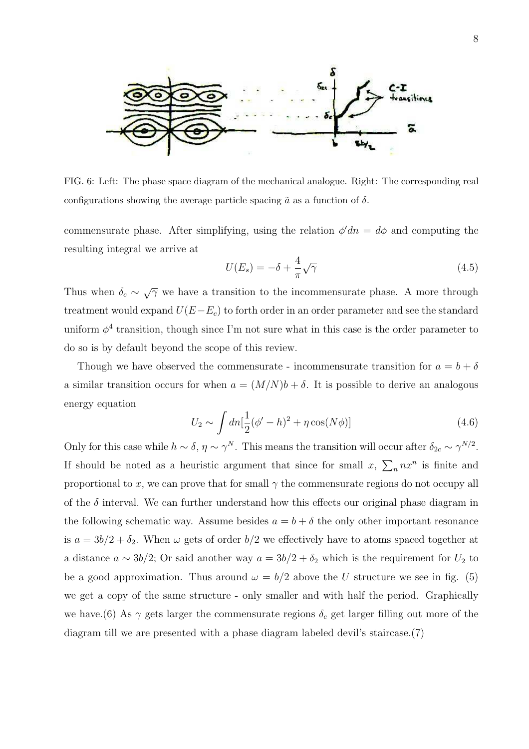FIG. 6: Left: The phase space diagram of the mechanical analogue. Right: The corresponding real configurations showing the average particle spacing $\tilde{a}$ as a function of $\delta$.

commensurate phase. After simplifying, using the relation $\phi' dn = d\phi$ and computing the resulting integral we arrive at

$$U(E_s) = -\delta + \frac{4}{\pi}\sqrt{\gamma} \tag{4.5}$$

Thus when $\delta_c \sim \sqrt{\gamma}$ we have a transition to the incommensurate phase. A more through treatment would expand $U(E-E_c)$ to forth order in an order parameter and see the standard uniform $\phi^4$ transition, though since I'm not sure what in this case is the order parameter to do so is by default beyond the scope of this review.

Though we have observed the commensurate - incommensurate transition for $a = b + \delta$ a similar transition occurs for when $a = (M/N)b + \delta$. It is possible to derive an analogous energy equation

$$U_2 \sim \int dn[\frac{1}{2}(\phi' - h)^2 + \eta \cos(N\phi)] \tag{4.6}$$

Only for this case while $h \sim \delta$, $\eta \sim \gamma^N$. This means the transition will occur after $\delta_{2c} \sim \gamma^{N/2}$. If should be noted as a heuristic argument that since for small $x$, $\sum_n nx^n$ is finite and proportional to $x$, we can prove that for small $\gamma$ the commensurate regions do not occupy all of the $\delta$ interval. We can further understand how this effects our original phase diagram in the following schematic way. Assume besides $a = b + \delta$ the only other important resonance is $a = 3b/2 + \delta_2$. When $\omega$ gets of order $b/2$ we effectively have to atoms spaced together at a distance $a \sim 3b/2$; Or said another way $a = 3b/2 + \delta_2$ which is the requirement for $U_2$ to be a good approximation. Thus around $\omega = b/2$ above the $U$ structure we see in fig. (5) we get a copy of the same structure - only smaller and with half the period. Graphically we have.(6) As $\gamma$ gets larger the commensurate regions $\delta_c$ get larger filling out more of the diagram till we are presented with a phase diagram labeled devil's staircase.(7)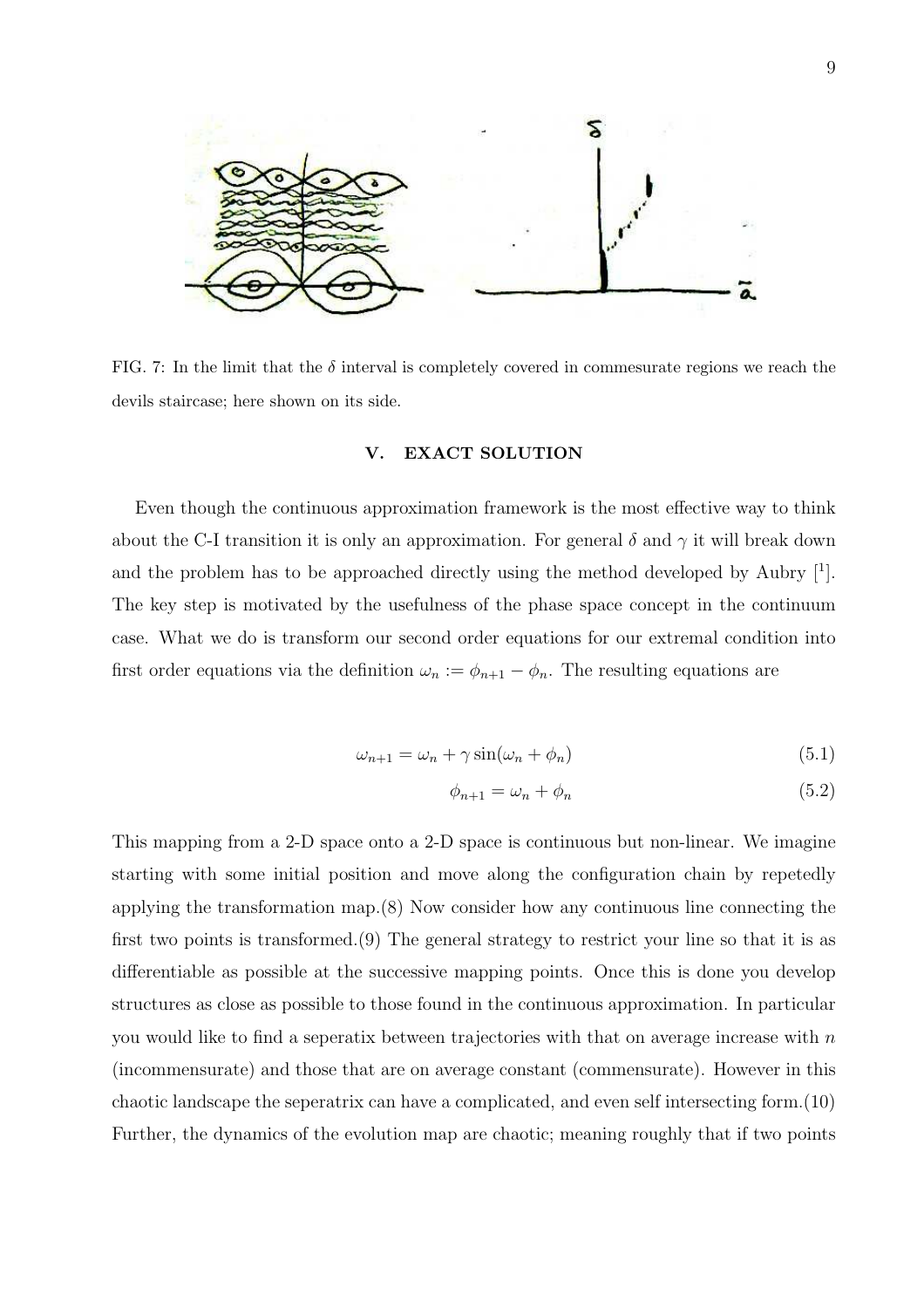δ

ã

FIG. 7: In the limit that the $\delta$ interval is completely covered in commesurate regions we reach the devils staircase; here shown on its side.

## V. EXACT SOLUTION

Even though the continuous approximation framework is the most effective way to think about the C-I transition it is only an approximation. For general $\delta$ and $\gamma$ it will break down and the problem has to be approached directly using the method developed by Aubry [1]. The key step is motivated by the usefulness of the phase space concept in the continuum case. What we do is transform our second order equations for our extremal condition into first order equations via the definition $\omega_n := \phi_{n+1} - \phi_n$. The resulting equations are

$$\omega_{n+1} = \omega_n + \gamma \sin(\omega_n + \phi_n) \tag{5.1}$$

$$\phi_{n+1} = \omega_n + \phi_n \tag{5.2}$$

This mapping from a 2-D space onto a 2-D space is continuous but non-linear. We imagine starting with some initial position and move along the configuration chain by repetedly applying the transformation map.(8) Now consider how any continuous line connecting the first two points is transformed.(9) The general strategy to restrict your line so that it is as differentiable as possible at the successive mapping points. Once this is done you develop structures as close as possible to those found in the continuous approximation. In particular you would like to find a seperatix between trajectories with that on average increase with $n$ (incommensurate) and those that are on average constant (commensurate). However in this chaotic landscape the seperatrix can have a complicated, and even self intersecting form.(10) Further, the dynamics of the evolution map are chaotic; meaning roughly that if two points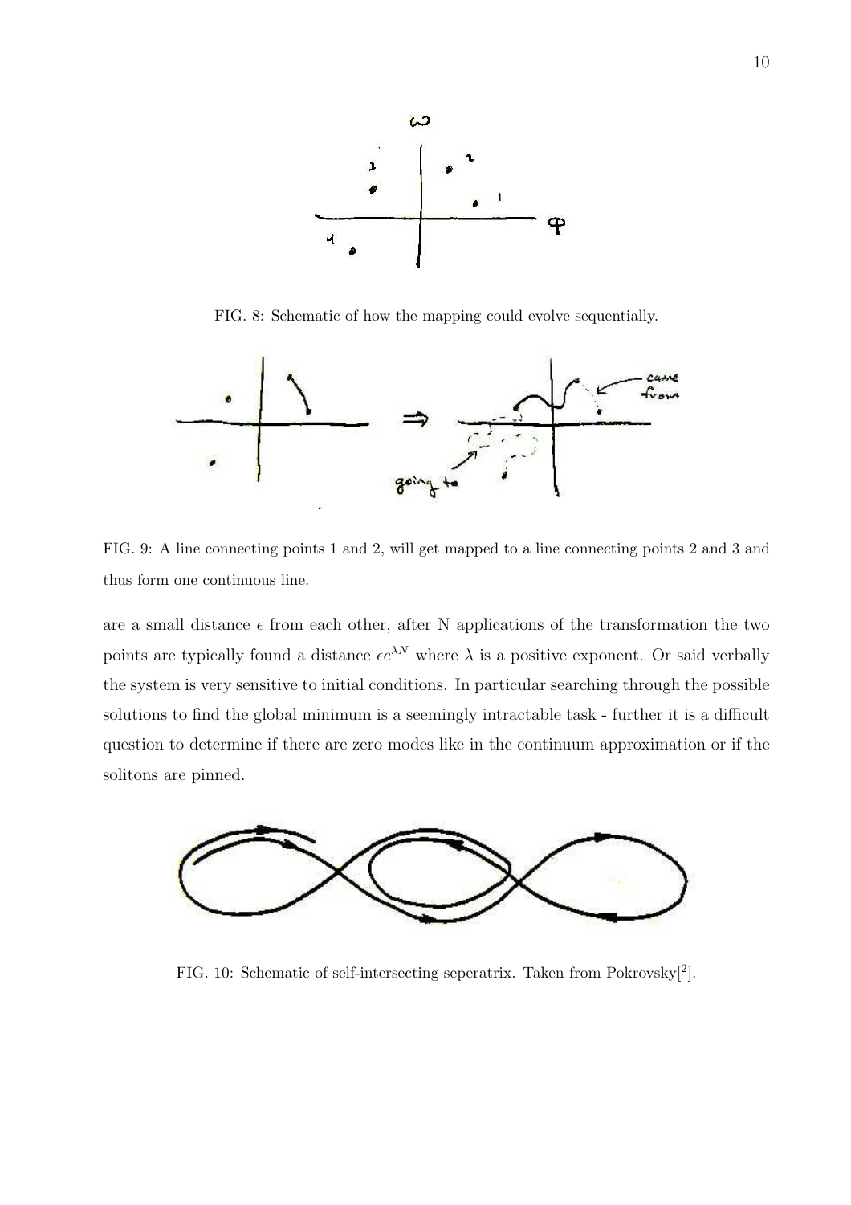FIG. 8: Schematic of how the mapping could evolve sequentially.

FIG. 9: A line connecting points 1 and 2, will get mapped to a line connecting points 2 and 3 and thus form one continuous line.

are a small distance $\epsilon$ from each other, after N applications of the transformation the two points are typically found a distance $\epsilon e^{\lambda N}$ where $\lambda$ is a positive exponent. Or said verbally the system is very sensitive to initial conditions. In particular searching through the possible solutions to find the global minimum is a seemingly intractable task - further it is a difficult question to determine if there are zero modes like in the continuum approximation or if the solitons are pinned.

FIG. 10: Schematic of self-intersecting seperatrix. Taken from Pokrovsky[2].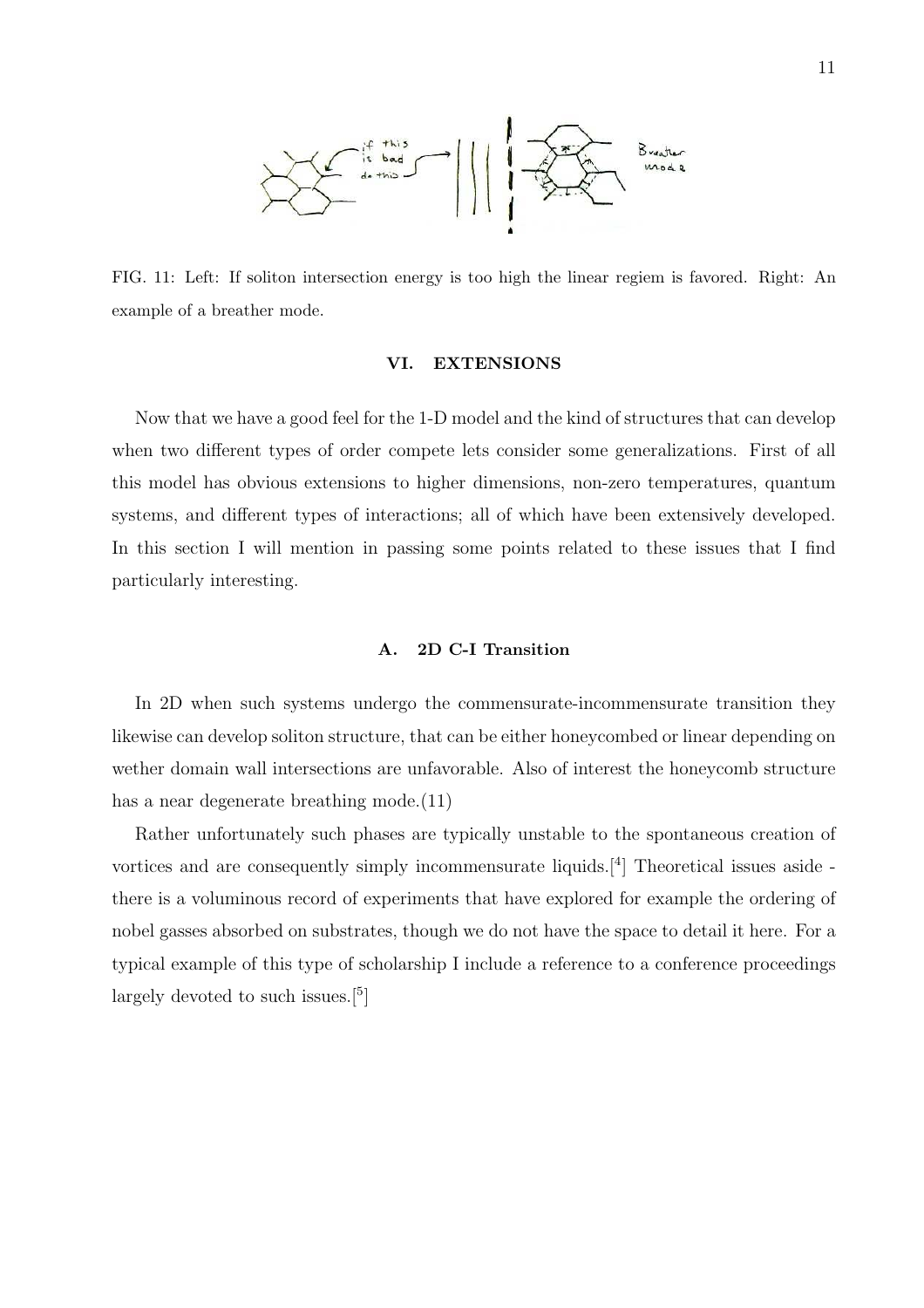FIG. 11: Left: If soliton intersection energy is too high the linear regiem is favored. Right: An example of a breather mode.

## VI. EXTENSIONS

Now that we have a good feel for the 1-D model and the kind of structures that can develop when two different types of order compete lets consider some generalizations. First of all this model has obvious extensions to higher dimensions, non-zero temperatures, quantum systems, and different types of interactions; all of which have been extensively developed. In this section I will mention in passing some points related to these issues that I find particularly interesting.

### A. 2D C-I Transition

In 2D when such systems undergo the commensurate-incommensurate transition they likewise can develop soliton structure, that can be either honeycombed or linear depending on wether domain wall intersections are unfavorable. Also of interest the honeycomb structure has a near degenerate breathing mode.(11)

Rather unfortunately such phases are typically unstable to the spontaneous creation of vortices and are consequently simply incommensurate liquids.[4] Theoretical issues aside - there is a voluminous record of experiments that have explored for example the ordering of nobel gasses absorbed on substrates, though we do not have the space to detail it here. For a typical example of this type of scholarship I include a reference to a conference proceedings largely devoted to such issues.[5]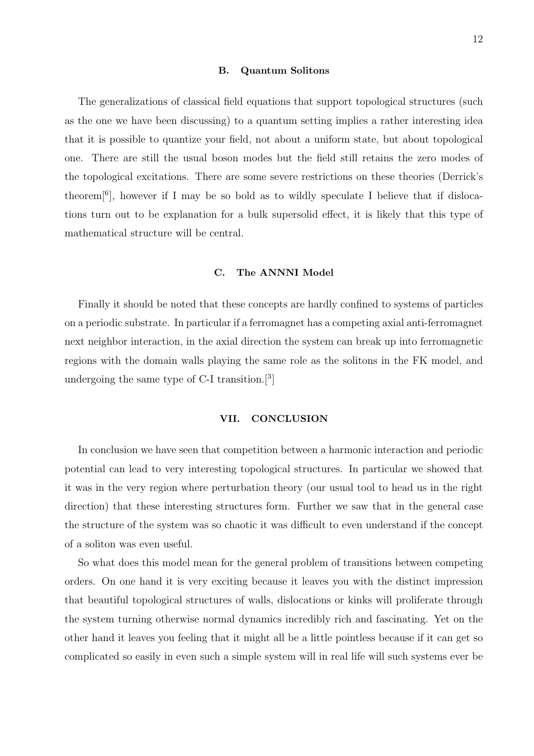### B. Quantum Solitons

The generalizations of classical field equations that support topological structures (such as the one we have been discussing) to a quantum setting implies a rather interesting idea that it is possible to quantize your field, not about a uniform state, but about topological one. There are still the usual boson modes but the field still retains the zero modes of the topological excitations. There are some severe restrictions on these theories (Derrick's theorem[6], however if I may be so bold as to wildly speculate I believe that if dislocations turn out to be explanation for a bulk supersolid effect, it is likely that this type of mathematical structure will be central.

### C. The ANNNI Model

Finally it should be noted that these concepts are hardly confined to systems of particles on a periodic substrate. In particular if a ferromagnet has a competing axial anti-ferromagnet next neighbor interaction, in the axial direction the system can break up into ferromagnetic regions with the domain walls playing the same role as the solitons in the FK model, and undergoing the same type of C-I transition.[3]

## VII. CONCLUSION

In conclusion we have seen that competition between a harmonic interaction and periodic potential can lead to very interesting topological structures. In particular we showed that it was in the very region where perturbation theory (our usual tool to head us in the right direction) that these interesting structures form. Further we saw that in the general case the structure of the system was so chaotic it was difficult to even understand if the concept of a soliton was even useful.

So what does this model mean for the general problem of transitions between competing orders. On one hand it is very exciting because it leaves you with the distinct impression that beautiful topological structures of walls, dislocations or kinks will proliferate through the system turning otherwise normal dynamics incredibly rich and fascinating. Yet on the other hand it leaves you feeling that it might all be a little pointless because if it can get so complicated so easily in even such a simple system will in real life will such systems ever be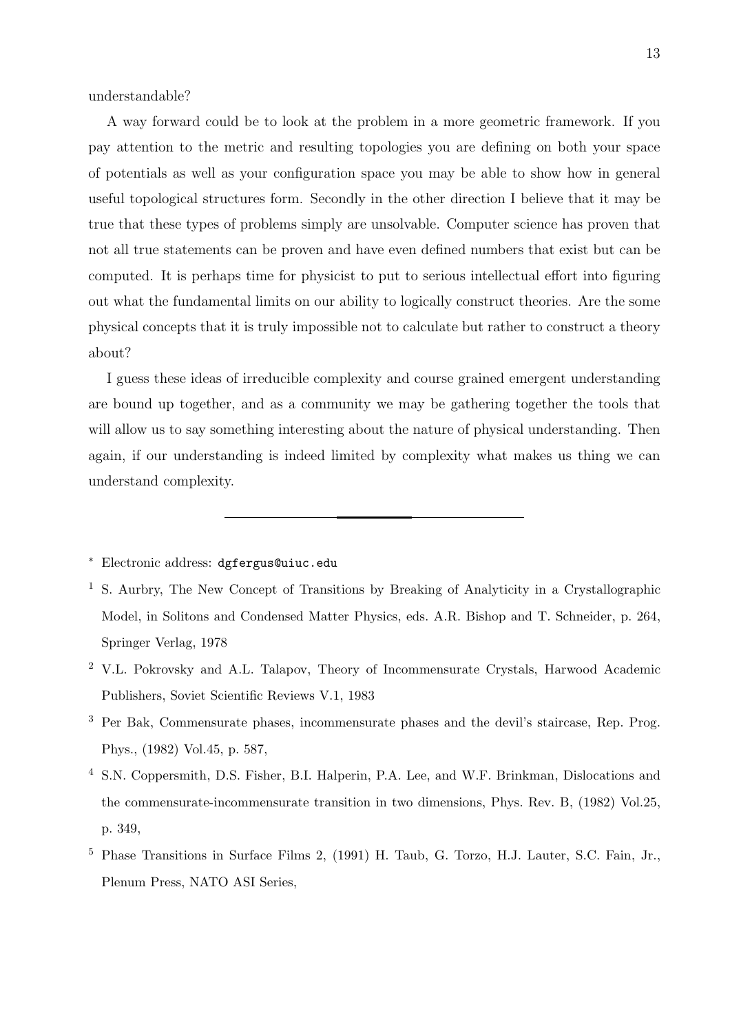understandable?

A way forward could be to look at the problem in a more geometric framework. If you pay attention to the metric and resulting topologies you are defining on both your space of potentials as well as your configuration space you may be able to show how in general useful topological structures form. Secondly in the other direction I believe that it may be true that these types of problems simply are unsolvable. Computer science has proven that not all true statements can be proven and have even defined numbers that exist but can be computed. It is perhaps time for physicist to put to serious intellectual effort into figuring out what the fundamental limits on our ability to logically construct theories. Are the some physical concepts that it is truly impossible not to calculate but rather to construct a theory about?

I guess these ideas of irreducible complexity and course grained emergent understanding are bound up together, and as a community we may be gathering together the tools that will allow us to say something interesting about the nature of physical understanding. Then again, if our understanding is indeed limited by complexity what makes us thing we can understand complexity.

---

[*] Electronic address: dgfergus@uiuc.edu

[1] S. Aurbry, The New Concept of Transitions by Breaking of Analyticity in a Crystallographic Model, in Solitons and Condensed Matter Physics, eds. A.R. Bishop and T. Schneider, p. 264, Springer Verlag, 1978

[2] V.L. Pokrovsky and A.L. Talapov, Theory of Incommensurate Crystals, Harwood Academic Publishers, Soviet Scientific Reviews V.1, 1983

[3] Per Bak, Commensurate phases, incommensurate phases and the devil's staircase, Rep. Prog. Phys., (1982) Vol.45, p. 587,

[4] S.N. Coppersmith, D.S. Fisher, B.I. Halperin, P.A. Lee, and W.F. Brinkman, Dislocations and the commensurate-incommensurate transition in two dimensions, Phys. Rev. B, (1982) Vol.25, p. 349,

[5] Phase Transitions in Surface Films 2, (1991) H. Taub, G. Torzo, H.J. Lauter, S.C. Fain, Jr., Plenum Press, NATO ASI Series,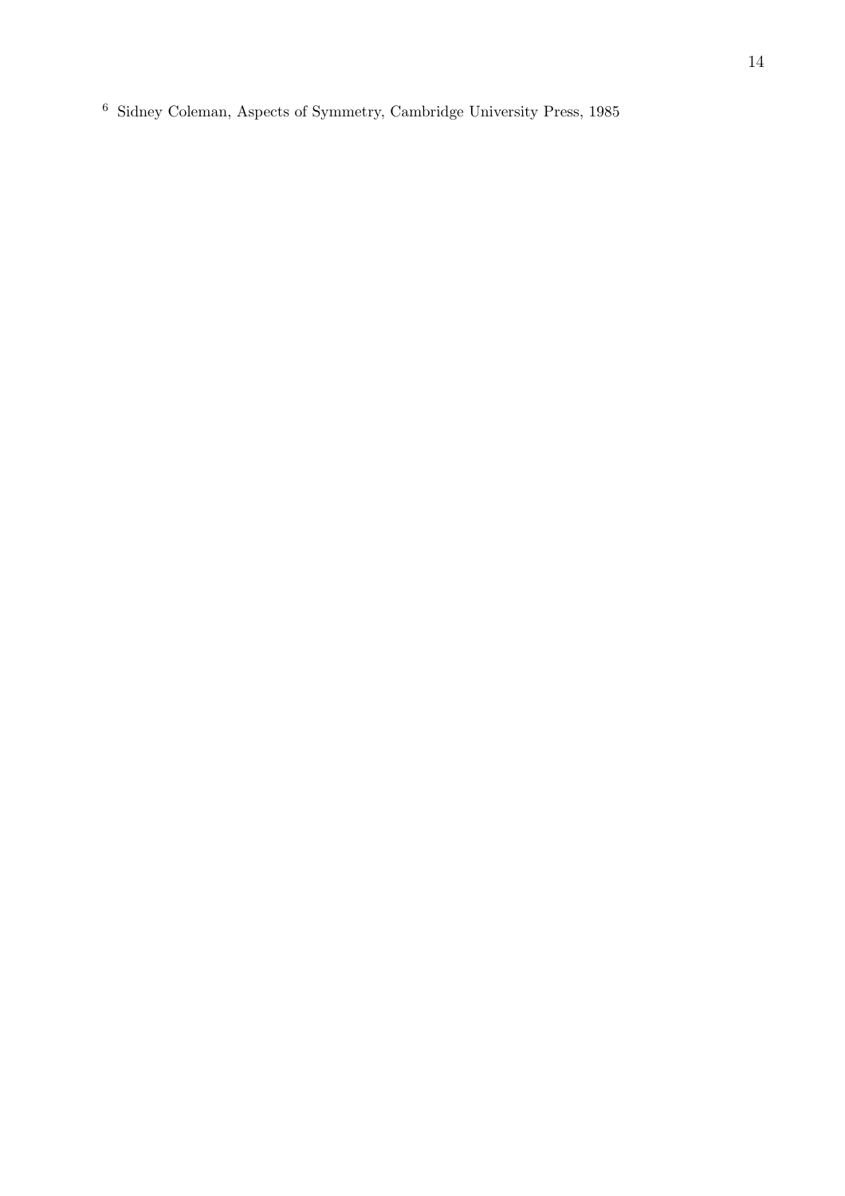[6] Sidney Coleman, Aspects of Symmetry, Cambridge University Press, 1985